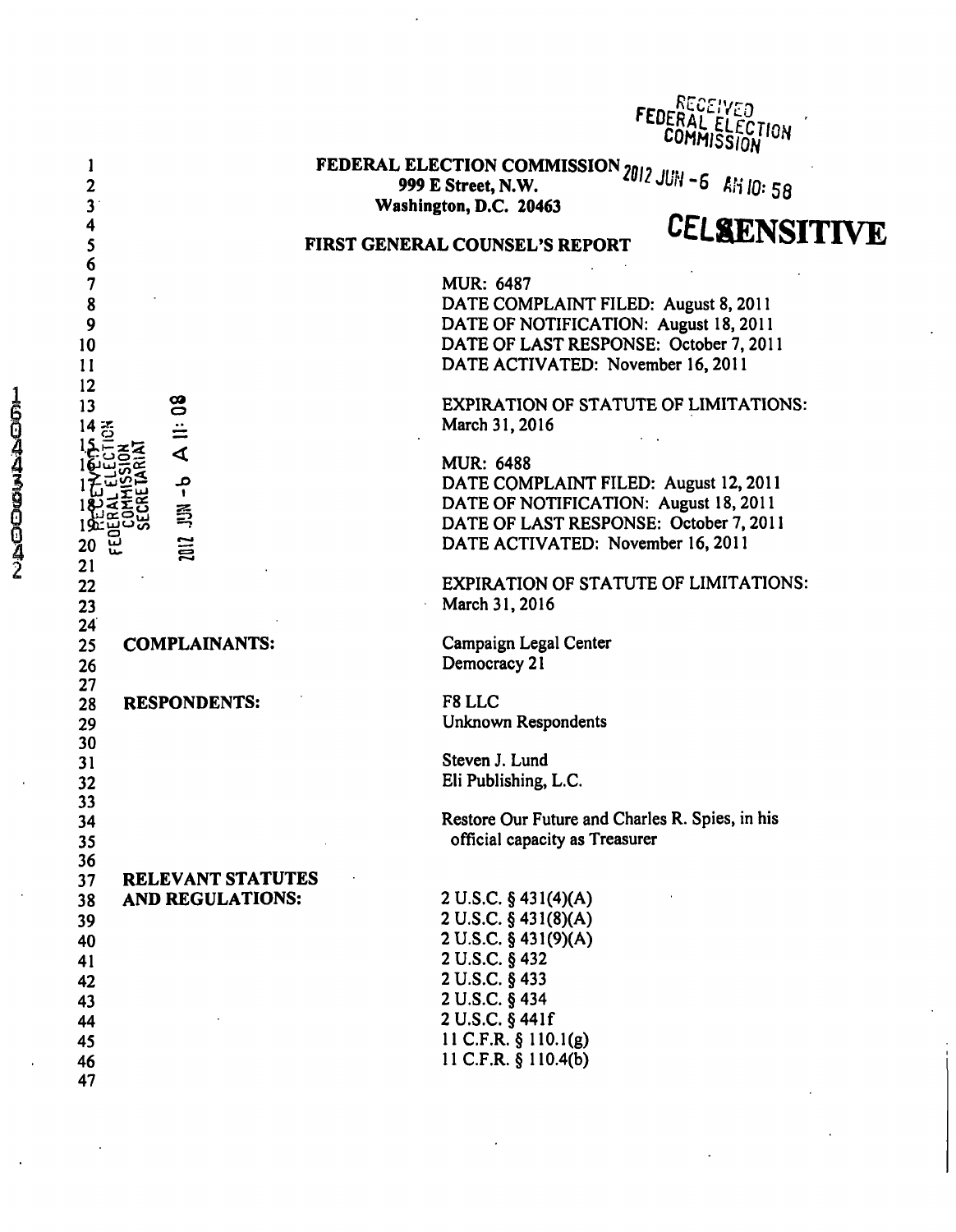RECEIVED
FEDERAL ELECTION COMMISSION
2012 JUN -6 AM 10:58

**FEDERAL ELECTION COMMISSION**
**999 E Street, N.W.**
**Washington, D.C. 20463**

**CELA SENSITIVE**

**FIRST GENERAL COUNSEL'S REPORT**

MUR: 6487
DATE COMPLAINT FILED: August 8, 2011
DATE OF NOTIFICATION: August 18, 2011
DATE OF LAST RESPONSE: October 7, 2011
DATE ACTIVATED: November 16, 2011

EXPIRATION OF STATUTE OF LIMITATIONS:
March 31, 2016

MUR: 6488
DATE COMPLAINT FILED: August 12, 2011
DATE OF NOTIFICATION: August 18, 2011
DATE OF LAST RESPONSE: October 7, 2011
DATE ACTIVATED: November 16, 2011

EXPIRATION OF STATUTE OF LIMITATIONS:
March 31, 2016

**COMPLAINANTS:**

Campaign Legal Center
Democracy 21

**RESPONDENTS:**

F8 LLC
Unknown Respondents

Steven J. Lund
Eli Publishing, L.C.

Restore Our Future and Charles R. Spies, in his official capacity as Treasurer

**RELEVANT STATUTES AND REGULATIONS:**

2 U.S.C. § 431(4)(A)
2 U.S.C. § 431(8)(A)
2 U.S.C. § 431(9)(A)
2 U.S.C. § 432
2 U.S.C. § 433
2 U.S.C. § 434
2 U.S.C. § 441f
11 C.F.R. § 110.1(g)
11 C.F.R. § 110.4(b)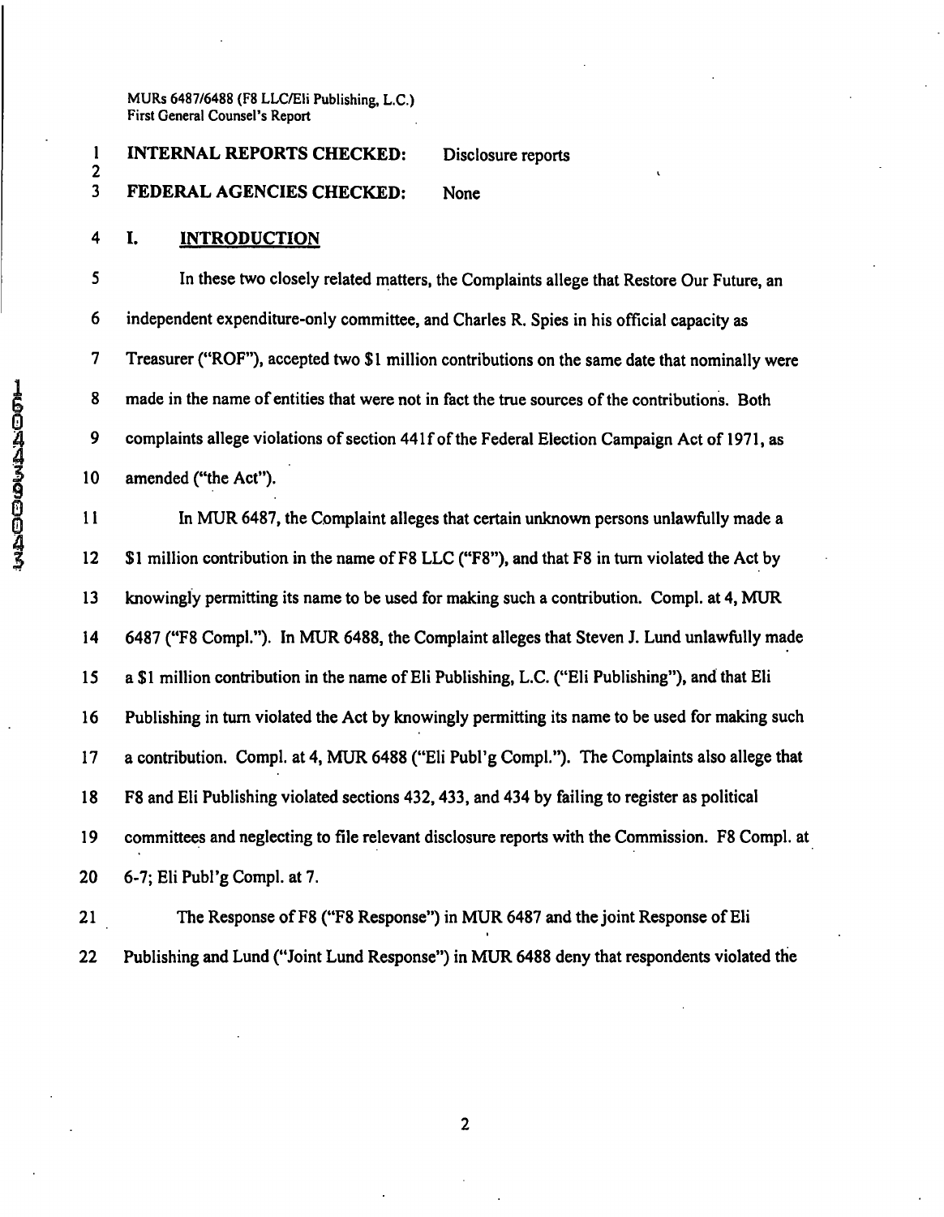**INTERNAL REPORTS CHECKED:** Disclosure reports

**FEDERAL AGENCIES CHECKED:** None

## I. INTRODUCTION

In these two closely related matters, the Complaints allege that Restore Our Future, an independent expenditure-only committee, and Charles R. Spies in his official capacity as Treasurer ("ROF"), accepted two $1 million contributions on the same date that nominally were made in the name of entities that were not in fact the true sources of the contributions. Both complaints allege violations of section 441f of the Federal Election Campaign Act of 1971, as amended ("the Act").

In MUR 6487, the Complaint alleges that certain unknown persons unlawfully made a $1 million contribution in the name of F8 LLC ("F8"), and that F8 in turn violated the Act by knowingly permitting its name to be used for making such a contribution. Compl. at 4, MUR 6487 ("F8 Compl."). In MUR 6488, the Complaint alleges that Steven J. Lund unlawfully made a $1 million contribution in the name of Eli Publishing, L.C. ("Eli Publishing"), and that Eli Publishing in turn violated the Act by knowingly permitting its name to be used for making such a contribution. Compl. at 4, MUR 6488 ("Eli Publ'g Compl."). The Complaints also allege that F8 and Eli Publishing violated sections 432, 433, and 434 by failing to register as political committees and neglecting to file relevant disclosure reports with the Commission. F8 Compl. at 6-7; Eli Publ'g Compl. at 7.

The Response of F8 ("F8 Response") in MUR 6487 and the joint Response of Eli Publishing and Lund ("Joint Lund Response") in MUR 6488 deny that respondents violated the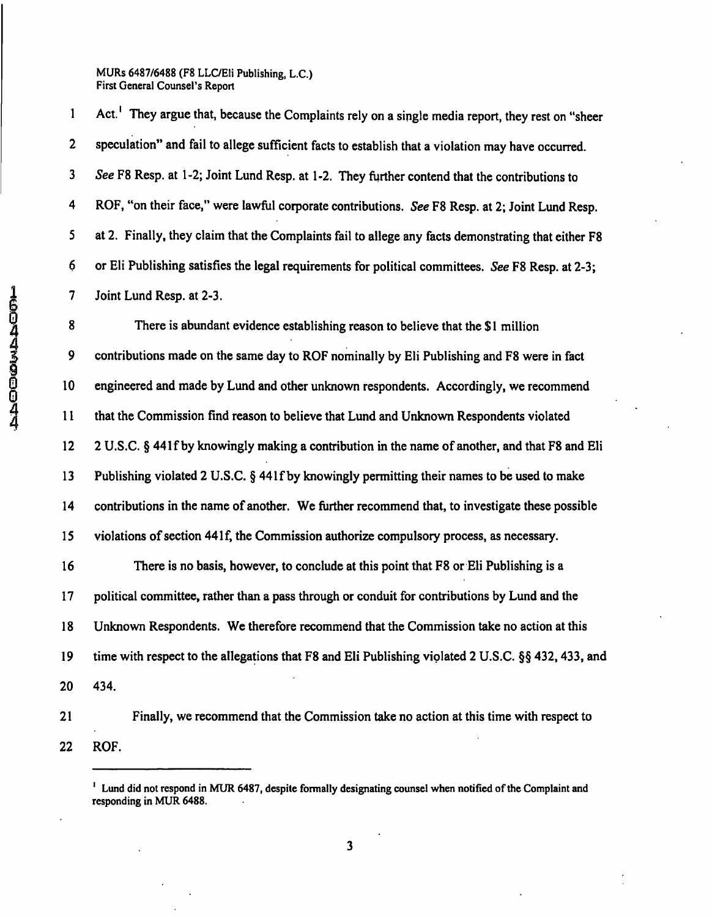Act.[1] They argue that, because the Complaints rely on a single media report, they rest on "sheer speculation" and fail to allege sufficient facts to establish that a violation may have occurred. *See* F8 Resp. at 1-2; Joint Lund Resp. at 1-2. They further contend that the contributions to ROF, "on their face," were lawful corporate contributions. *See* F8 Resp. at 2; Joint Lund Resp. at 2. Finally, they claim that the Complaints fail to allege any facts demonstrating that either F8 or Eli Publishing satisfies the legal requirements for political committees. *See* F8 Resp. at 2-3; Joint Lund Resp. at 2-3.

There is abundant evidence establishing reason to believe that the $1 million contributions made on the same day to ROF nominally by Eli Publishing and F8 were in fact engineered and made by Lund and other unknown respondents. Accordingly, we recommend that the Commission find reason to believe that Lund and Unknown Respondents violated 2 U.S.C. § 441f by knowingly making a contribution in the name of another, and that F8 and Eli Publishing violated 2 U.S.C. § 441f by knowingly permitting their names to be used to make contributions in the name of another. We further recommend that, to investigate these possible violations of section 441f, the Commission authorize compulsory process, as necessary.

There is no basis, however, to conclude at this point that F8 or Eli Publishing is a political committee, rather than a pass through or conduit for contributions by Lund and the Unknown Respondents. We therefore recommend that the Commission take no action at this time with respect to the allegations that F8 and Eli Publishing violated 2 U.S.C. §§ 432, 433, and 434.

Finally, we recommend that the Commission take no action at this time with respect to ROF.

---

[1] Lund did not respond in MUR 6487, despite formally designating counsel when notified of the Complaint and responding in MUR 6488.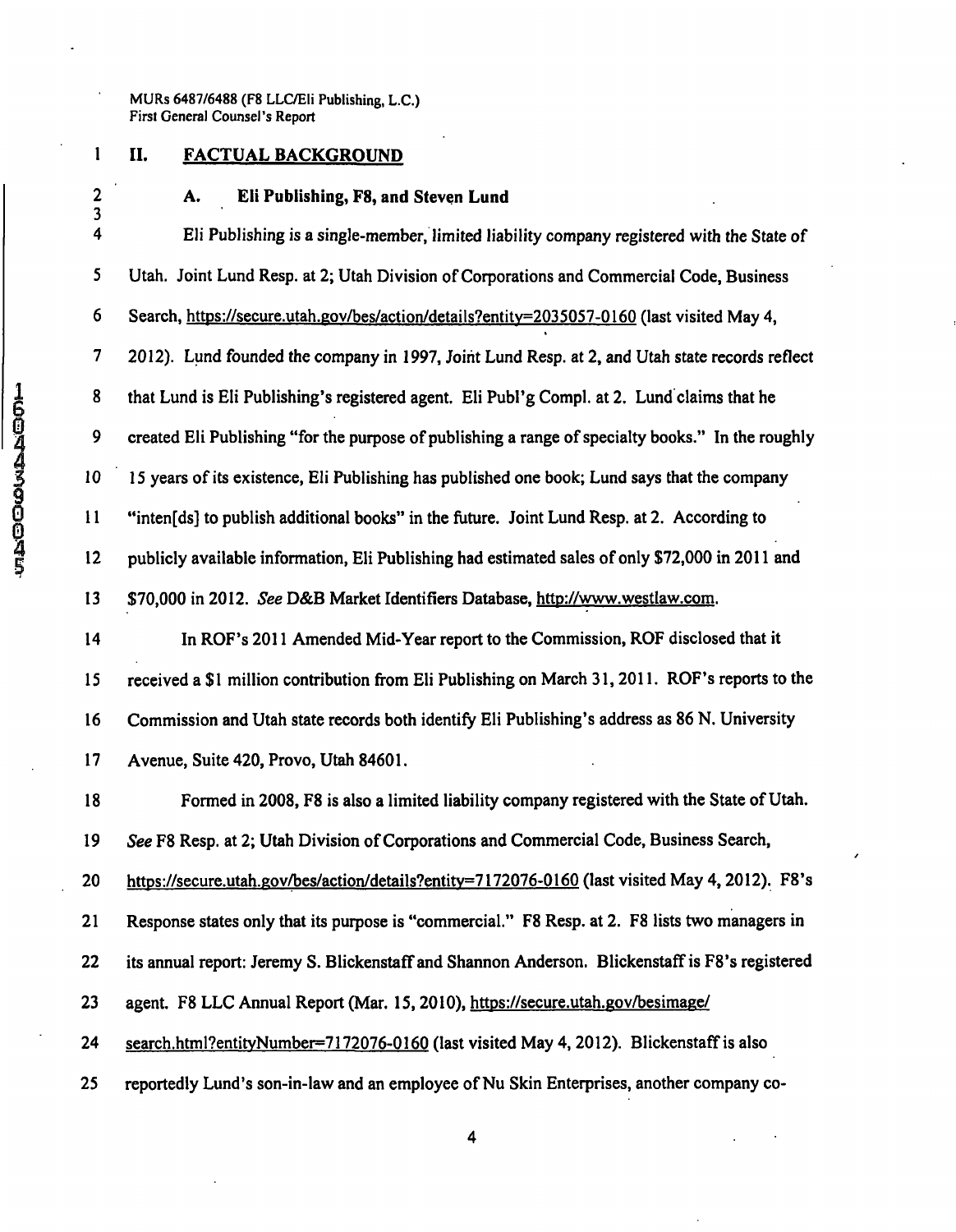## II. FACTUAL BACKGROUND

### A. Eli Publishing, F8, and Steven Lund

Eli Publishing is a single-member, limited liability company registered with the State of Utah. Joint Lund Resp. at 2; Utah Division of Corporations and Commercial Code, Business Search, https://secure.utah.gov/bes/action/details?entity=2035057-0160 (last visited May 4, 2012). Lund founded the company in 1997, Joint Lund Resp. at 2, and Utah state records reflect that Lund is Eli Publishing's registered agent. Eli Publ'g Compl. at 2. Lund claims that he created Eli Publishing "for the purpose of publishing a range of specialty books." In the roughly 15 years of its existence, Eli Publishing has published one book; Lund says that the company "inten[ds] to publish additional books" in the future. Joint Lund Resp. at 2. According to publicly available information, Eli Publishing had estimated sales of only $72,000 in 2011 and $70,000 in 2012. *See* D&B Market Identifiers Database, http://www.westlaw.com.

In ROF's 2011 Amended Mid-Year report to the Commission, ROF disclosed that it received a $1 million contribution from Eli Publishing on March 31, 2011. ROF's reports to the Commission and Utah state records both identify Eli Publishing's address as 86 N. University Avenue, Suite 420, Provo, Utah 84601.

Formed in 2008, F8 is also a limited liability company registered with the State of Utah. *See* F8 Resp. at 2; Utah Division of Corporations and Commercial Code, Business Search, https://secure.utah.gov/bes/action/details?entity=7172076-0160 (last visited May 4, 2012). F8's Response states only that its purpose is "commercial." F8 Resp. at 2. F8 lists two managers in its annual report: Jeremy S. Blickenstaff and Shannon Anderson. Blickenstaff is F8's registered agent. F8 LLC Annual Report (Mar. 15, 2010), https://secure.utah.gov/besimage/search.html?entityNumber=7172076-0160 (last visited May 4, 2012). Blickenstaff is also reportedly Lund's son-in-law and an employee of Nu Skin Enterprises, another company co-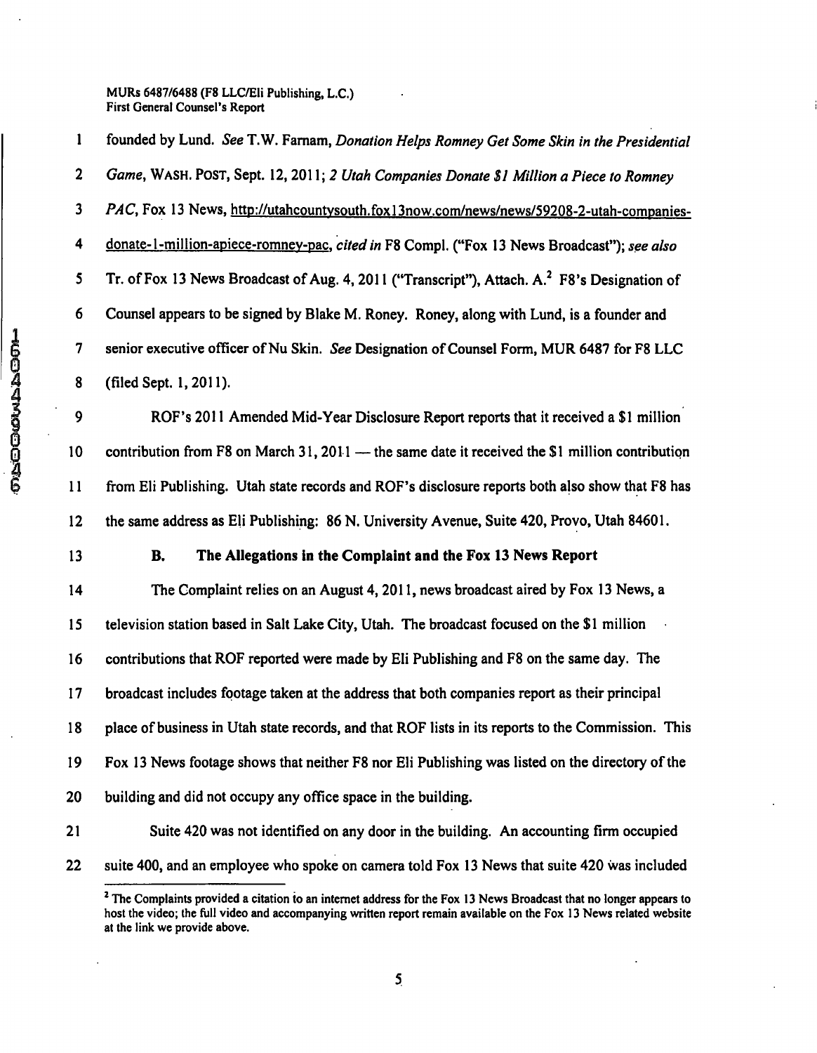founded by Lund. *See* T.W. Farnam, *Donation Helps Romney Get Some Skin in the Presidential Game*, WASH. POST, Sept. 12, 2011; *2 Utah Companies Donate $1 Million a Piece to Romney PAC*, Fox 13 News, http://utahcountysouth.fox13now.com/news/news/59208-2-utah-companies-donate-1-million-apiece-romney-pac, *cited in* F8 Compl. ("Fox 13 News Broadcast"); *see also* Tr. of Fox 13 News Broadcast of Aug. 4, 2011 ("Transcript"), Attach. A.[2] F8's Designation of Counsel appears to be signed by Blake M. Roney. Roney, along with Lund, is a founder and senior executive officer of Nu Skin. *See* Designation of Counsel Form, MUR 6487 for F8 LLC (filed Sept. 1, 2011).

ROF's 2011 Amended Mid-Year Disclosure Report reports that it received a $1 million contribution from F8 on March 31, 2011 — the same date it received the $1 million contribution from Eli Publishing. Utah state records and ROF's disclosure reports both also show that F8 has the same address as Eli Publishing: 86 N. University Avenue, Suite 420, Provo, Utah 84601.

### B. The Allegations in the Complaint and the Fox 13 News Report

The Complaint relies on an August 4, 2011, news broadcast aired by Fox 13 News, a television station based in Salt Lake City, Utah. The broadcast focused on the $1 million contributions that ROF reported were made by Eli Publishing and F8 on the same day. The broadcast includes footage taken at the address that both companies report as their principal place of business in Utah state records, and that ROF lists in its reports to the Commission. This Fox 13 News footage shows that neither F8 nor Eli Publishing was listed on the directory of the building and did not occupy any office space in the building.

Suite 420 was not identified on any door in the building. An accounting firm occupied suite 400, and an employee who spoke on camera told Fox 13 News that suite 420 was included

---

[2] The Complaints provided a citation to an internet address for the Fox 13 News Broadcast that no longer appears to host the video; the full video and accompanying written report remain available on the Fox 13 News related website at the link we provide above.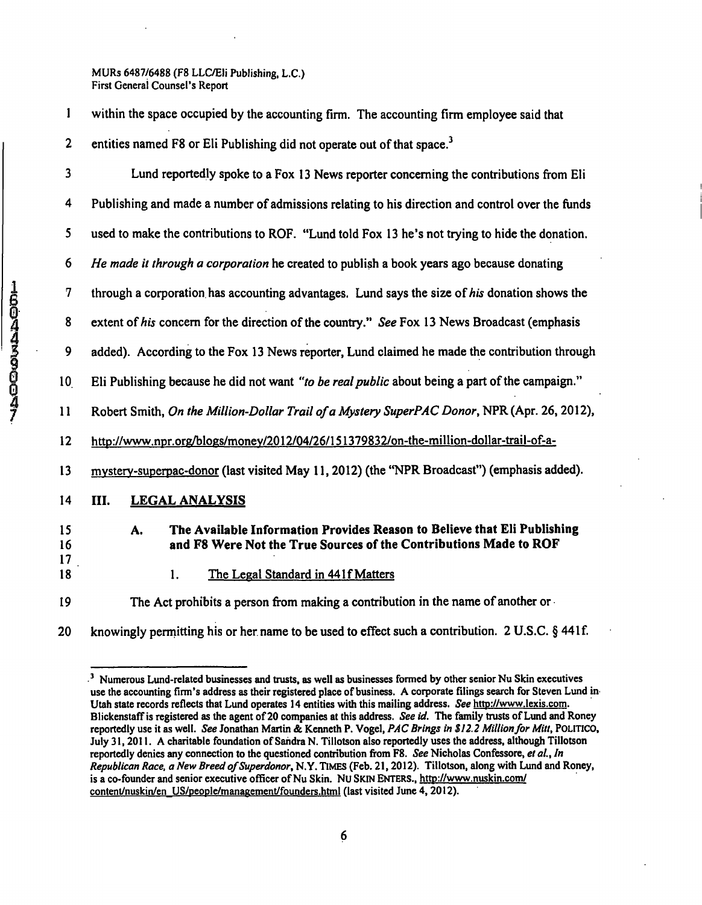within the space occupied by the accounting firm. The accounting firm employee said that entities named F8 or Eli Publishing did not operate out of that space.[3]

Lund reportedly spoke to a Fox 13 News reporter concerning the contributions from Eli Publishing and made a number of admissions relating to his direction and control over the funds used to make the contributions to ROF. "Lund told Fox 13 he's not trying to hide the donation. *He made it through a corporation* he created to publish a book years ago because donating through a corporation has accounting advantages. Lund says the size of *his* donation shows the extent of *his* concern for the direction of the country." *See* Fox 13 News Broadcast (emphasis added). According to the Fox 13 News reporter, Lund claimed he made the contribution through Eli Publishing because he did not want *"to be real public* about being a part of the campaign." Robert Smith, *On the Million-Dollar Trail of a Mystery SuperPAC Donor*, NPR (Apr. 26, 2012), http://www.npr.org/blogs/money/2012/04/26/151379832/on-the-million-dollar-trail-of-a-mystery-superpac-donor (last visited May 11, 2012) (the "NPR Broadcast") (emphasis added).

## III. LEGAL ANALYSIS

### A. The Available Information Provides Reason to Believe that Eli Publishing and F8 Were Not the True Sources of the Contributions Made to ROF

#### 1. The Legal Standard in 441f Matters

The Act prohibits a person from making a contribution in the name of another or knowingly permitting his or her name to be used to effect such a contribution. 2 U.S.C. § 441f.

---

[3] Numerous Lund-related businesses and trusts, as well as businesses formed by other senior Nu Skin executives use the accounting firm's address as their registered place of business. A corporate filings search for Steven Lund in Utah state records reflects that Lund operates 14 entities with this mailing address. *See* http://www.lexis.com. Blickenstaff is registered as the agent of 20 companies at this address. *See id.* The family trusts of Lund and Roney reportedly use it as well. *See* Jonathan Martin & Kenneth P. Vogel, *PAC Brings in $12.2 Million for Mitt*, POLITICO, July 31, 2011. A charitable foundation of Sandra N. Tillotson also reportedly uses the address, although Tillotson reportedly denies any connection to the questioned contribution from F8. *See* Nicholas Confessore, *et al.*, *In Republican Race, a New Breed of Superdonor*, N.Y. TIMES (Feb. 21, 2012). Tillotson, along with Lund and Roney, is a co-founder and senior executive officer of Nu Skin. NU SKIN ENTERS., http://www.nuskin.com/content/nuskin/en_US/people/management/founders.html (last visited June 4, 2012).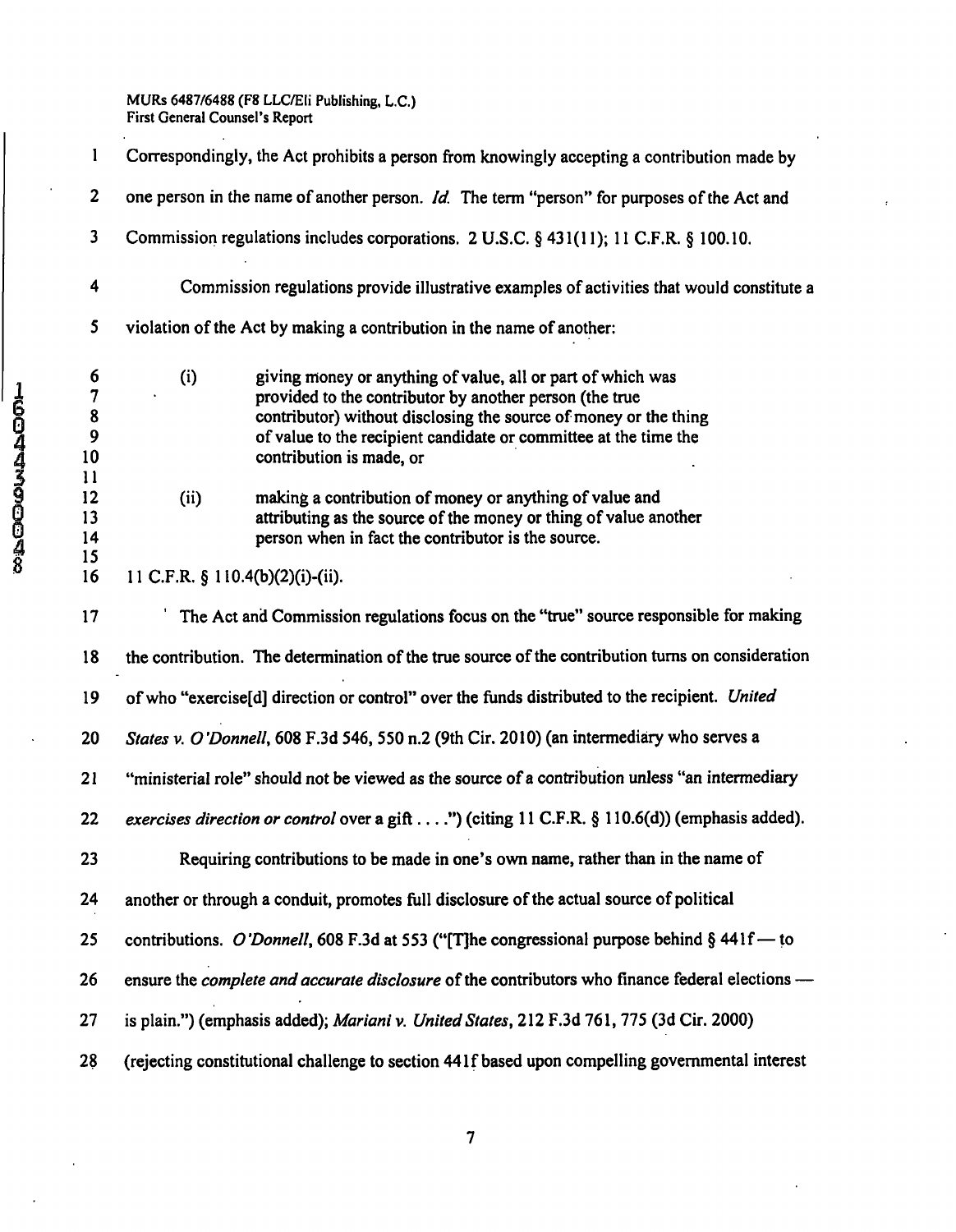Correspondingly, the Act prohibits a person from knowingly accepting a contribution made by one person in the name of another person. *Id.* The term "person" for purposes of the Act and Commission regulations includes corporations. 2 U.S.C. § 431(11); 11 C.F.R. § 100.10.

Commission regulations provide illustrative examples of activities that would constitute a violation of the Act by making a contribution in the name of another:

> (i) giving money or anything of value, all or part of which was provided to the contributor by another person (the true contributor) without disclosing the source of money or the thing of value to the recipient candidate or committee at the time the contribution is made, or
>
> (ii) making a contribution of money or anything of value and attributing as the source of the money or thing of value another person when in fact the contributor is the source.

11 C.F.R. § 110.4(b)(2)(i)-(ii).

The Act and Commission regulations focus on the "true" source responsible for making the contribution. The determination of the true source of the contribution turns on consideration of who "exercise[d] direction or control" over the funds distributed to the recipient. *United States v. O'Donnell*, 608 F.3d 546, 550 n.2 (9th Cir. 2010) (an intermediary who serves a "ministerial role" should not be viewed as the source of a contribution unless "an intermediary *exercises direction or control* over a gift . . . .") (citing 11 C.F.R. § 110.6(d)) (emphasis added).

Requiring contributions to be made in one's own name, rather than in the name of another or through a conduit, promotes full disclosure of the actual source of political contributions. *O'Donnell*, 608 F.3d at 553 ("[T]he congressional purpose behind § 441f — to ensure the *complete and accurate disclosure* of the contributors who finance federal elections — is plain.") (emphasis added); *Mariani v. United States*, 212 F.3d 761, 775 (3d Cir. 2000) (rejecting constitutional challenge to section 441f based upon compelling governmental interest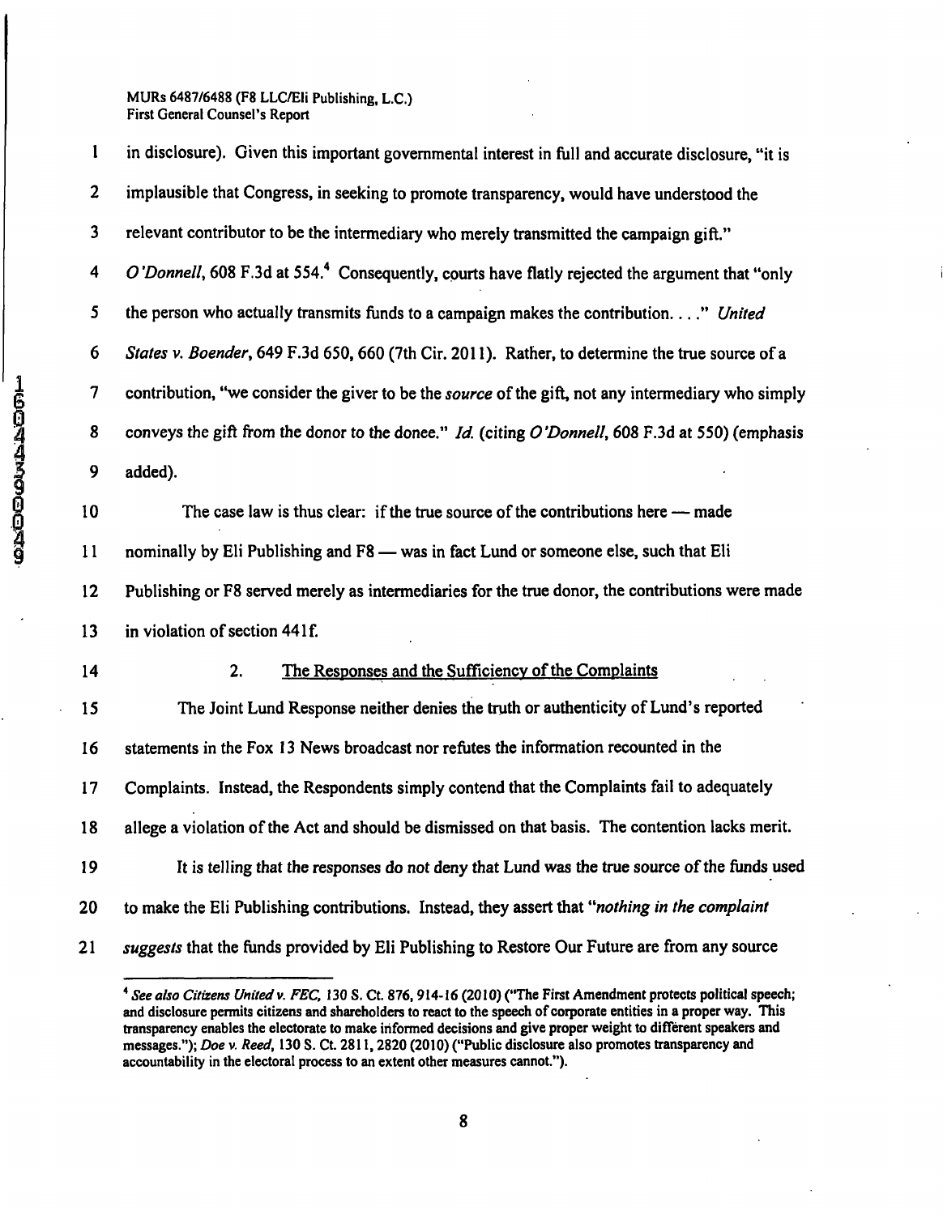in disclosure). Given this important governmental interest in full and accurate disclosure, "it is implausible that Congress, in seeking to promote transparency, would have understood the relevant contributor to be the intermediary who merely transmitted the campaign gift." *O'Donnell*, 608 F.3d at 554.[4] Consequently, courts have flatly rejected the argument that "only the person who actually transmits funds to a campaign makes the contribution. . . ." *United States v. Boender*, 649 F.3d 650, 660 (7th Cir. 2011). Rather, to determine the true source of a contribution, "we consider the giver to be the *source* of the gift, not any intermediary who simply conveys the gift from the donor to the donee." *Id.* (citing *O'Donnell*, 608 F.3d at 550) (emphasis added).

The case law is thus clear: if the true source of the contributions here — made nominally by Eli Publishing and F8 — was in fact Lund or someone else, such that Eli Publishing or F8 served merely as intermediaries for the true donor, the contributions were made in violation of section 441f.

### 2. The Responses and the Sufficiency of the Complaints

The Joint Lund Response neither denies the truth or authenticity of Lund's reported statements in the Fox 13 News broadcast nor refutes the information recounted in the Complaints. Instead, the Respondents simply contend that the Complaints fail to adequately allege a violation of the Act and should be dismissed on that basis. The contention lacks merit.

It is telling that the responses do not deny that Lund was the true source of the funds used to make the Eli Publishing contributions. Instead, they assert that "*nothing in the complaint suggests* that the funds provided by Eli Publishing to Restore Our Future are from any source

---

[4] *See also Citizens United v. FEC*, 130 S. Ct. 876, 914-16 (2010) ("The First Amendment protects political speech; and disclosure permits citizens and shareholders to react to the speech of corporate entities in a proper way. This transparency enables the electorate to make informed decisions and give proper weight to different speakers and messages."); *Doe v. Reed*, 130 S. Ct. 2811, 2820 (2010) ("Public disclosure also promotes transparency and accountability in the electoral process to an extent other measures cannot.").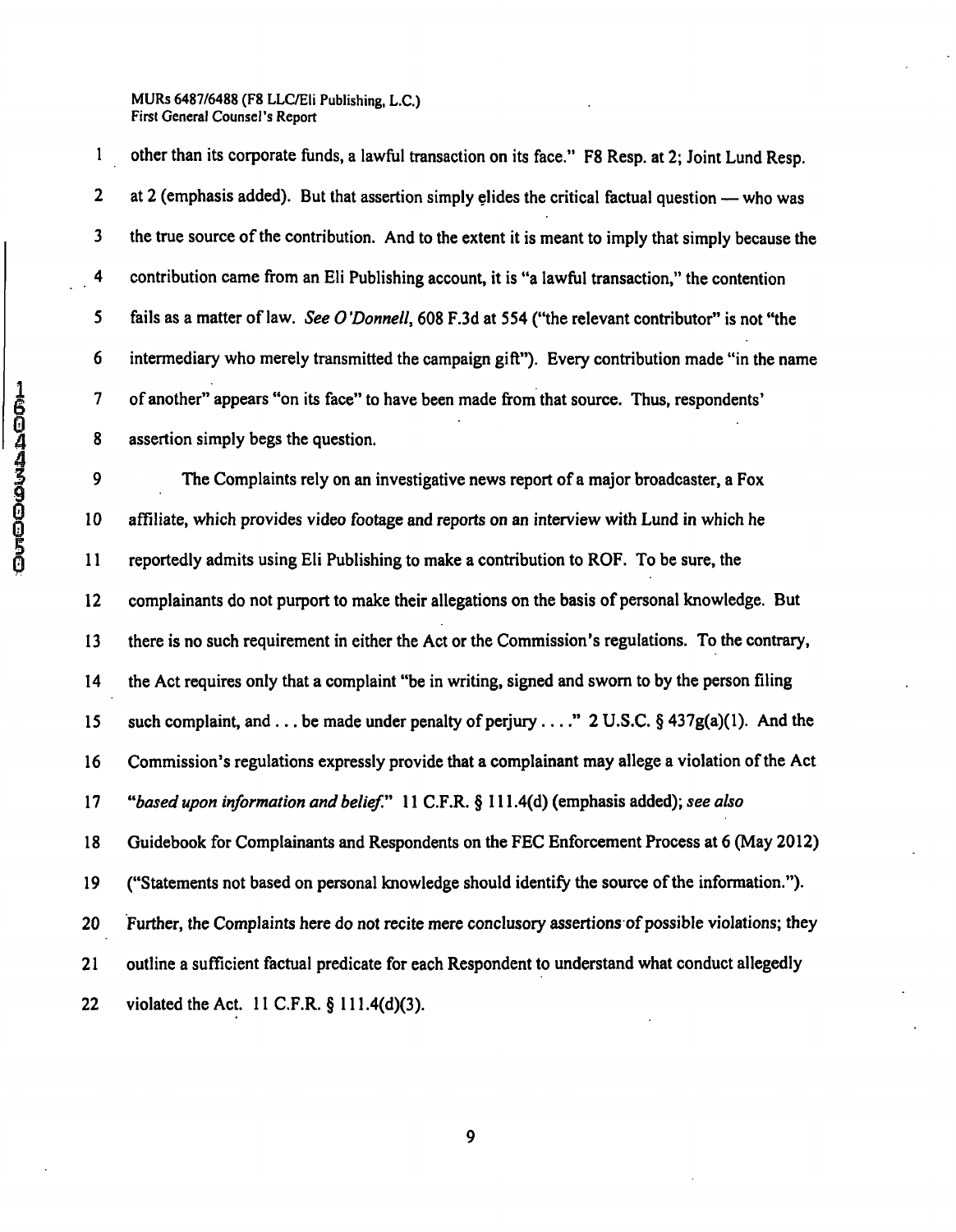other than its corporate funds, a lawful transaction on its face." F8 Resp. at 2; Joint Lund Resp. at 2 (emphasis added). But that assertion simply elides the critical factual question — who was the true source of the contribution. And to the extent it is meant to imply that simply because the contribution came from an Eli Publishing account, it is "a lawful transaction," the contention fails as a matter of law. *See O'Donnell*, 608 F.3d at 554 ("the relevant contributor" is not "the intermediary who merely transmitted the campaign gift"). Every contribution made "in the name of another" appears "on its face" to have been made from that source. Thus, respondents' assertion simply begs the question.

The Complaints rely on an investigative news report of a major broadcaster, a Fox affiliate, which provides video footage and reports on an interview with Lund in which he reportedly admits using Eli Publishing to make a contribution to ROF. To be sure, the complainants do not purport to make their allegations on the basis of personal knowledge. But there is no such requirement in either the Act or the Commission's regulations. To the contrary, the Act requires only that a complaint "be in writing, signed and sworn to by the person filing such complaint, and . . . be made under penalty of perjury . . . ." 2 U.S.C. § 437g(a)(1). And the Commission's regulations expressly provide that a complainant may allege a violation of the Act "*based upon information and belief*." 11 C.F.R. § 111.4(d) (emphasis added); *see also* Guidebook for Complainants and Respondents on the FEC Enforcement Process at 6 (May 2012) ("Statements not based on personal knowledge should identify the source of the information."). Further, the Complaints here do not recite mere conclusory assertions of possible violations; they outline a sufficient factual predicate for each Respondent to understand what conduct allegedly violated the Act. 11 C.F.R. § 111.4(d)(3).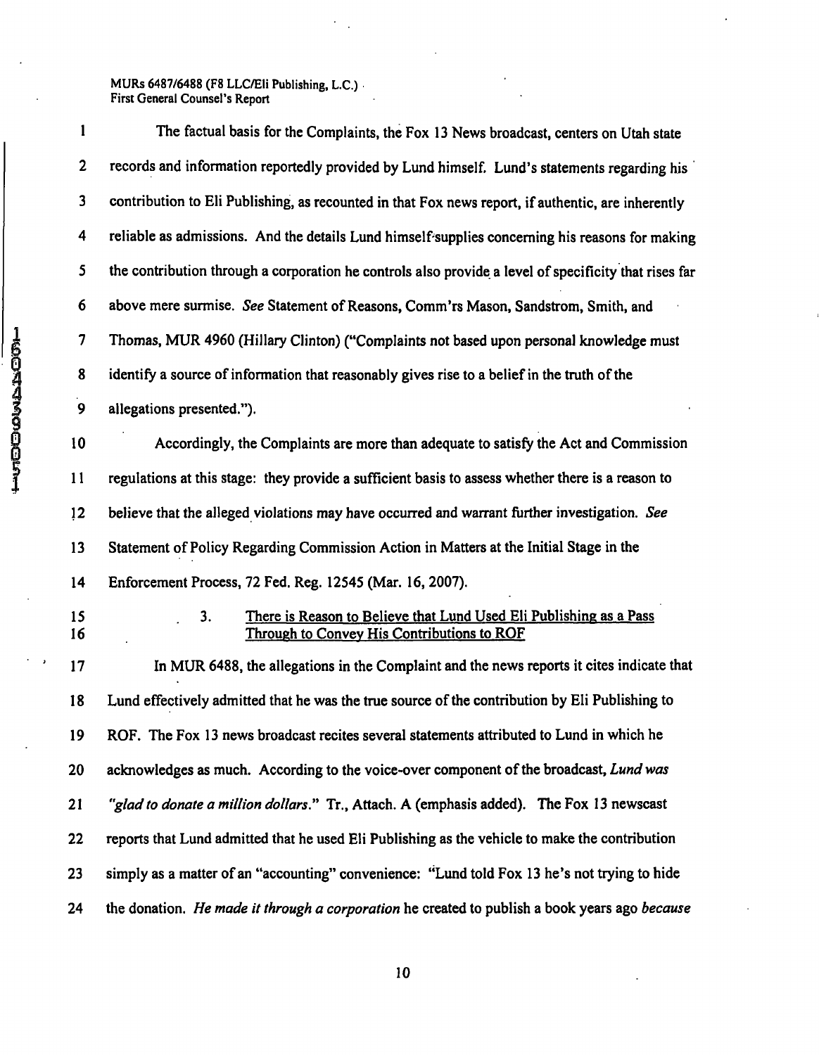The factual basis for the Complaints, the Fox 13 News broadcast, centers on Utah state records and information reportedly provided by Lund himself. Lund's statements regarding his contribution to Eli Publishing, as recounted in that Fox news report, if authentic, are inherently reliable as admissions. And the details Lund himself supplies concerning his reasons for making the contribution through a corporation he controls also provide a level of specificity that rises far above mere surmise. *See* Statement of Reasons, Comm'rs Mason, Sandstrom, Smith, and Thomas, MUR 4960 (Hillary Clinton) ("Complaints not based upon personal knowledge must identify a source of information that reasonably gives rise to a belief in the truth of the allegations presented.").

Accordingly, the Complaints are more than adequate to satisfy the Act and Commission regulations at this stage: they provide a sufficient basis to assess whether there is a reason to believe that the alleged violations may have occurred and warrant further investigation. *See* Statement of Policy Regarding Commission Action in Matters at the Initial Stage in the Enforcement Process, 72 Fed. Reg. 12545 (Mar. 16, 2007).

### 3. There is Reason to Believe that Lund Used Eli Publishing as a Pass Through to Convey His Contributions to ROF

In MUR 6488, the allegations in the Complaint and the news reports it cites indicate that Lund effectively admitted that he was the true source of the contribution by Eli Publishing to ROF. The Fox 13 news broadcast recites several statements attributed to Lund in which he acknowledges as much. According to the voice-over component of the broadcast, *Lund was "glad to donate a million dollars."* Tr., Attach. A (emphasis added). The Fox 13 newscast reports that Lund admitted that he used Eli Publishing as the vehicle to make the contribution simply as a matter of an "accounting" convenience: "Lund told Fox 13 he's not trying to hide the donation. *He made it through a corporation* he created to publish a book years ago *because*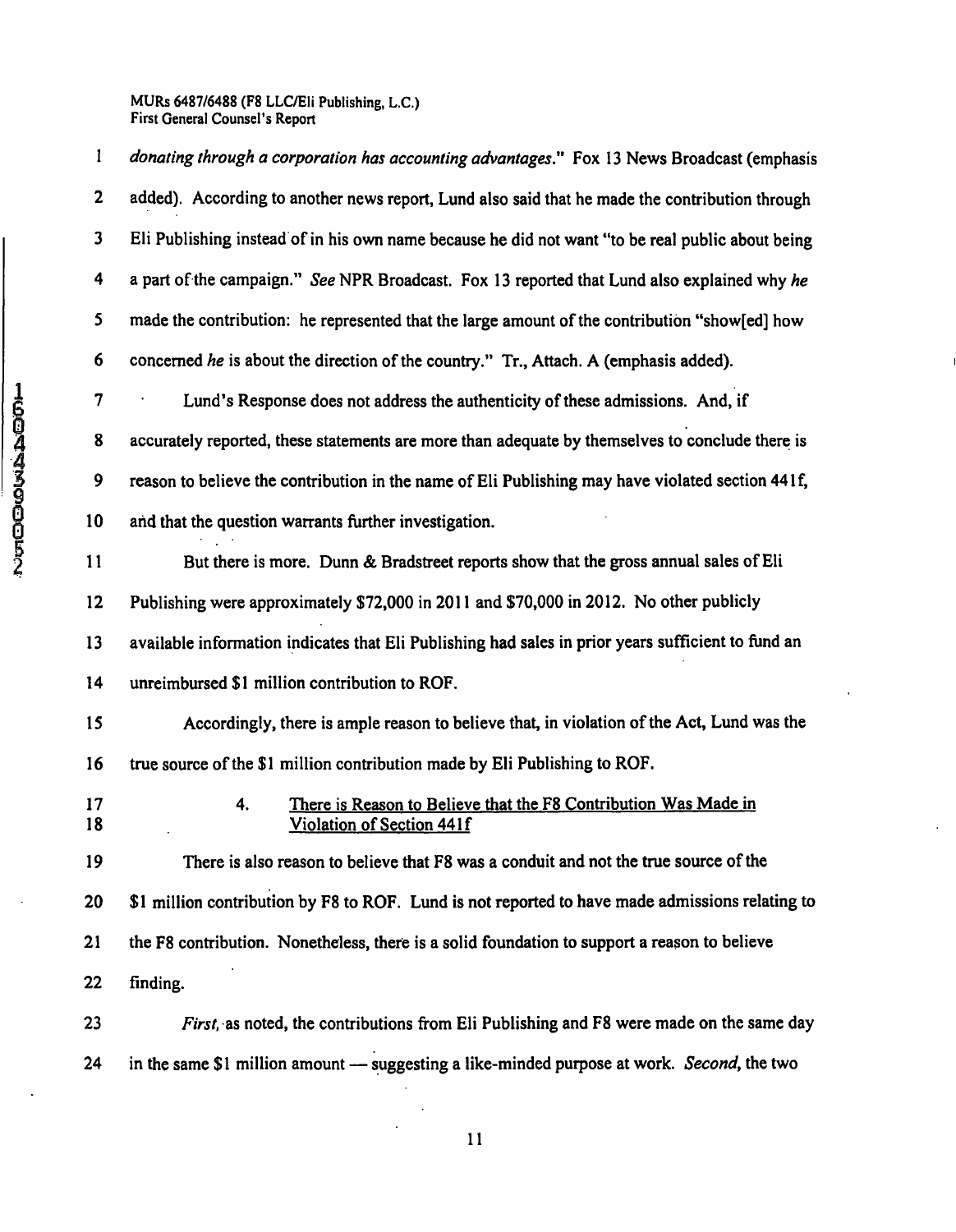*donating through a corporation has accounting advantages*." Fox 13 News Broadcast (emphasis added). According to another news report, Lund also said that he made the contribution through Eli Publishing instead of in his own name because he did not want "to be real public about being a part of the campaign." *See* NPR Broadcast. Fox 13 reported that Lund also explained why *he* made the contribution: he represented that the large amount of the contribution "show[ed] how concerned *he* is about the direction of the country." Tr., Attach. A (emphasis added).

Lund's Response does not address the authenticity of these admissions. And, if accurately reported, these statements are more than adequate by themselves to conclude there is reason to believe the contribution in the name of Eli Publishing may have violated section 441f, and that the question warrants further investigation.

But there is more. Dunn & Bradstreet reports show that the gross annual sales of Eli Publishing were approximately $72,000 in 2011 and $70,000 in 2012. No other publicly available information indicates that Eli Publishing had sales in prior years sufficient to fund an unreimbursed $1 million contribution to ROF.

Accordingly, there is ample reason to believe that, in violation of the Act, Lund was the true source of the $1 million contribution made by Eli Publishing to ROF.

#### 4. There is Reason to Believe that the F8 Contribution Was Made in Violation of Section 441f

There is also reason to believe that F8 was a conduit and not the true source of the $1 million contribution by F8 to ROF. Lund is not reported to have made admissions relating to the F8 contribution. Nonetheless, there is a solid foundation to support a reason to believe finding.

*First*, as noted, the contributions from Eli Publishing and F8 were made on the same day in the same $1 million amount — suggesting a like-minded purpose at work. *Second*, the two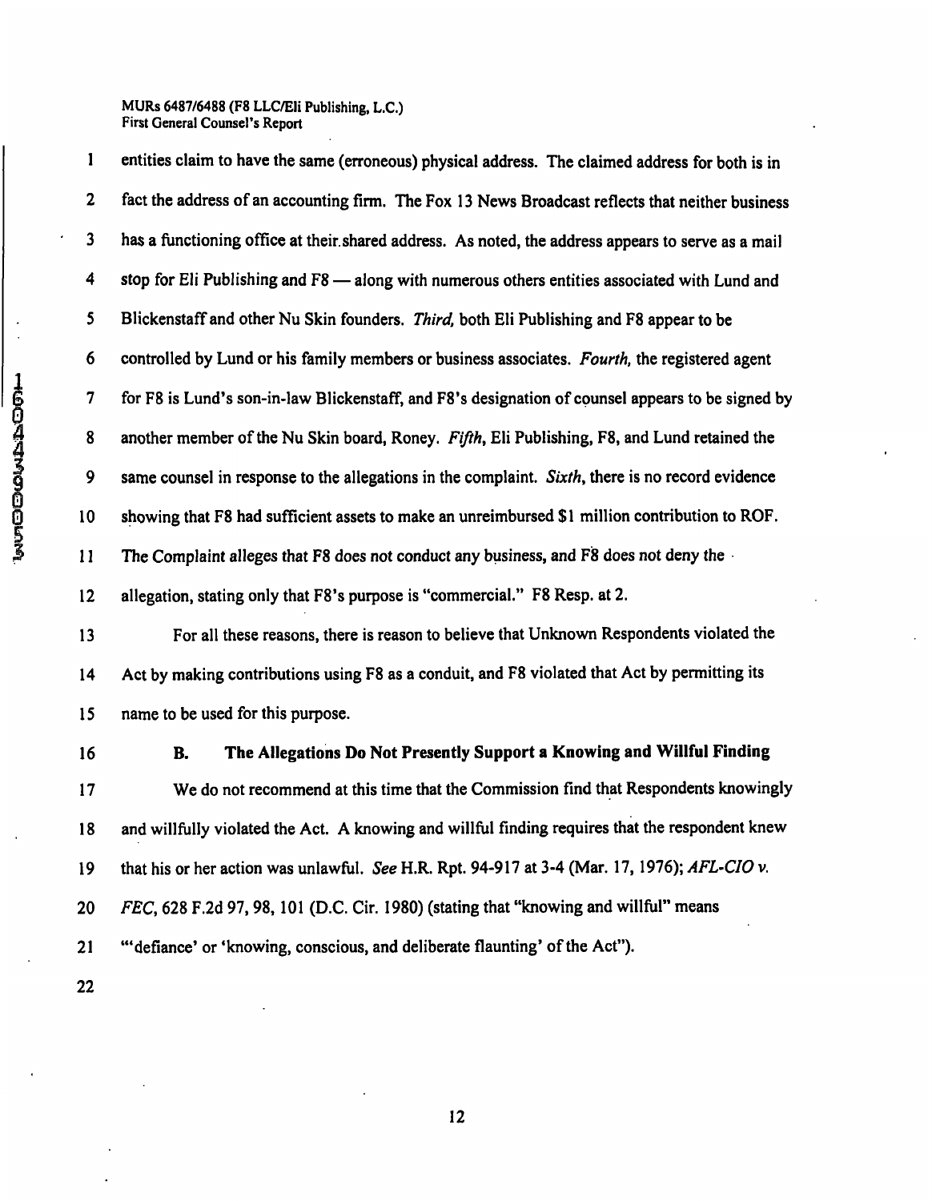entities claim to have the same (erroneous) physical address. The claimed address for both is in fact the address of an accounting firm. The Fox 13 News Broadcast reflects that neither business has a functioning office at their shared address. As noted, the address appears to serve as a mail stop for Eli Publishing and F8 — along with numerous others entities associated with Lund and Blickenstaff and other Nu Skin founders. *Third,* both Eli Publishing and F8 appear to be controlled by Lund or his family members or business associates. *Fourth,* the registered agent for F8 is Lund's son-in-law Blickenstaff, and F8's designation of counsel appears to be signed by another member of the Nu Skin board, Roney. *Fifth,* Eli Publishing, F8, and Lund retained the same counsel in response to the allegations in the complaint. *Sixth,* there is no record evidence showing that F8 had sufficient assets to make an unreimbursed $1 million contribution to ROF. The Complaint alleges that F8 does not conduct any business, and F8 does not deny the allegation, stating only that F8's purpose is "commercial." F8 Resp. at 2.

For all these reasons, there is reason to believe that Unknown Respondents violated the Act by making contributions using F8 as a conduit, and F8 violated that Act by permitting its name to be used for this purpose.

### B. The Allegations Do Not Presently Support a Knowing and Willful Finding

We do not recommend at this time that the Commission find that Respondents knowingly and willfully violated the Act. A knowing and willful finding requires that the respondent knew that his or her action was unlawful. *See* H.R. Rpt. 94-917 at 3-4 (Mar. 17, 1976); *AFL-CIO v. FEC*, 628 F.2d 97, 98, 101 (D.C. Cir. 1980) (stating that "knowing and willful" means "'defiance' or 'knowing, conscious, and deliberate flaunting' of the Act").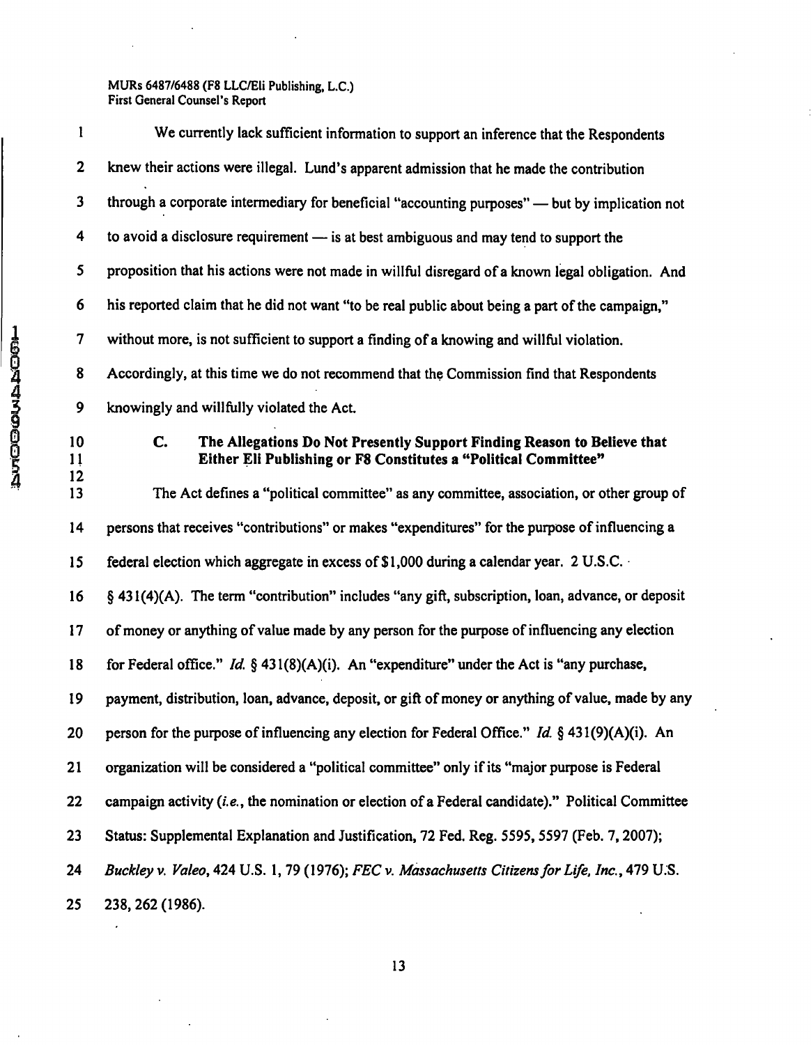We currently lack sufficient information to support an inference that the Respondents knew their actions were illegal. Lund's apparent admission that he made the contribution through a corporate intermediary for beneficial "accounting purposes" — but by implication not to avoid a disclosure requirement — is at best ambiguous and may tend to support the proposition that his actions were not made in willful disregard of a known legal obligation. And his reported claim that he did not want "to be real public about being a part of the campaign," without more, is not sufficient to support a finding of a knowing and willful violation. Accordingly, at this time we do not recommend that the Commission find that Respondents knowingly and willfully violated the Act.

### C. The Allegations Do Not Presently Support Finding Reason to Believe that Either Eli Publishing or F8 Constitutes a "Political Committee"

The Act defines a "political committee" as any committee, association, or other group of persons that receives "contributions" or makes "expenditures" for the purpose of influencing a federal election which aggregate in excess of $1,000 during a calendar year. 2 U.S.C. § 431(4)(A). The term "contribution" includes "any gift, subscription, loan, advance, or deposit of money or anything of value made by any person for the purpose of influencing any election for Federal office." *Id.* § 431(8)(A)(i). An "expenditure" under the Act is "any purchase, payment, distribution, loan, advance, deposit, or gift of money or anything of value, made by any person for the purpose of influencing any election for Federal Office." *Id.* § 431(9)(A)(i). An organization will be considered a "political committee" only if its "major purpose is Federal campaign activity (*i.e.*, the nomination or election of a Federal candidate)." Political Committee Status: Supplemental Explanation and Justification, 72 Fed. Reg. 5595, 5597 (Feb. 7, 2007); *Buckley v. Valeo*, 424 U.S. 1, 79 (1976); *FEC v. Massachusetts Citizens for Life, Inc.*, 479 U.S. 238, 262 (1986).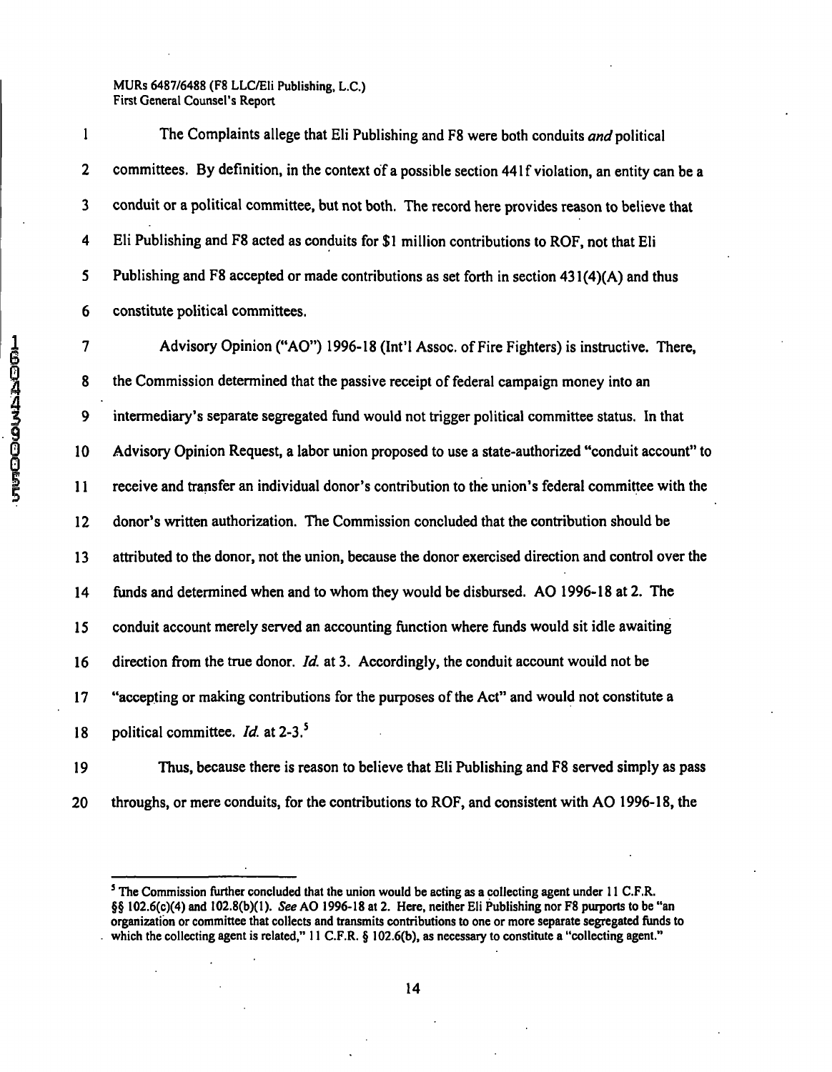The Complaints allege that Eli Publishing and F8 were both conduits *and* political committees. By definition, in the context of a possible section 441f violation, an entity can be a conduit or a political committee, but not both. The record here provides reason to believe that Eli Publishing and F8 acted as conduits for $1 million contributions to ROF, not that Eli Publishing and F8 accepted or made contributions as set forth in section 431(4)(A) and thus constitute political committees.

Advisory Opinion ("AO") 1996-18 (Int'l Assoc. of Fire Fighters) is instructive. There, the Commission determined that the passive receipt of federal campaign money into an intermediary's separate segregated fund would not trigger political committee status. In that Advisory Opinion Request, a labor union proposed to use a state-authorized "conduit account" to receive and transfer an individual donor's contribution to the union's federal committee with the donor's written authorization. The Commission concluded that the contribution should be attributed to the donor, not the union, because the donor exercised direction and control over the funds and determined when and to whom they would be disbursed. AO 1996-18 at 2. The conduit account merely served an accounting function where funds would sit idle awaiting direction from the true donor. *Id.* at 3. Accordingly, the conduit account would not be "accepting or making contributions for the purposes of the Act" and would not constitute a political committee. *Id.* at 2-3.[5]

Thus, because there is reason to believe that Eli Publishing and F8 served simply as pass throughs, or mere conduits, for the contributions to ROF, and consistent with AO 1996-18, the

---

[5] The Commission further concluded that the union would be acting as a collecting agent under 11 C.F.R. §§ 102.6(c)(4) and 102.8(b)(1). *See* AO 1996-18 at 2. Here, neither Eli Publishing nor F8 purports to be "an organization or committee that collects and transmits contributions to one or more separate segregated funds to which the collecting agent is related," 11 C.F.R. § 102.6(b), as necessary to constitute a "collecting agent."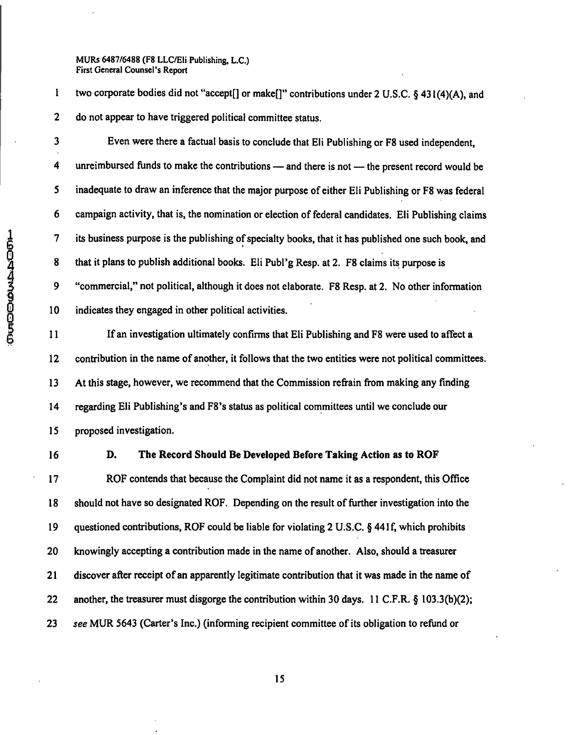two corporate bodies did not "accept[] or make[]" contributions under 2 U.S.C. § 431(4)(A), and do not appear to have triggered political committee status.

Even were there a factual basis to conclude that Eli Publishing or F8 used independent, unreimbursed funds to make the contributions — and there is not — the present record would be inadequate to draw an inference that the major purpose of either Eli Publishing or F8 was federal campaign activity, that is, the nomination or election of federal candidates. Eli Publishing claims its business purpose is the publishing of specialty books, that it has published one such book, and that it plans to publish additional books. Eli Publ'g Resp. at 2. F8 claims its purpose is "commercial," not political, although it does not elaborate. F8 Resp. at 2. No other information indicates they engaged in other political activities.

If an investigation ultimately confirms that Eli Publishing and F8 were used to affect a contribution in the name of another, it follows that the two entities were not political committees. At this stage, however, we recommend that the Commission refrain from making any finding regarding Eli Publishing's and F8's status as political committees until we conclude our proposed investigation.

### D. The Record Should Be Developed Before Taking Action as to ROF

ROF contends that because the Complaint did not name it as a respondent, this Office should not have so designated ROF. Depending on the result of further investigation into the questioned contributions, ROF could be liable for violating 2 U.S.C. § 441f, which prohibits knowingly accepting a contribution made in the name of another. Also, should a treasurer discover after receipt of an apparently legitimate contribution that it was made in the name of another, the treasurer must disgorge the contribution within 30 days. 11 C.F.R. § 103.3(b)(2); *see* MUR 5643 (Carter's Inc.) (informing recipient committee of its obligation to refund or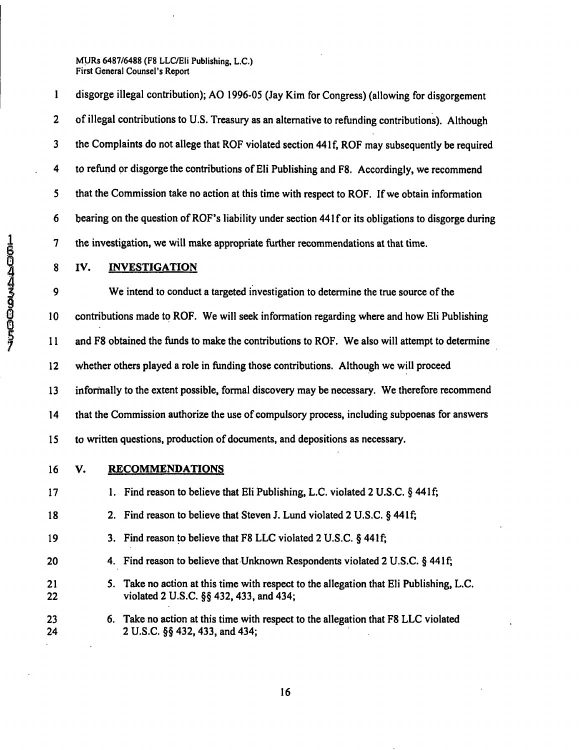disgorge illegal contribution); AO 1996-05 (Jay Kim for Congress) (allowing for disgorgement of illegal contributions to U.S. Treasury as an alternative to refunding contributions). Although the Complaints do not allege that ROF violated section 441f, ROF may subsequently be required to refund or disgorge the contributions of Eli Publishing and F8. Accordingly, we recommend that the Commission take no action at this time with respect to ROF. If we obtain information bearing on the question of ROF's liability under section 441f or its obligations to disgorge during the investigation, we will make appropriate further recommendations at that time.

## IV. INVESTIGATION

We intend to conduct a targeted investigation to determine the true source of the contributions made to ROF. We will seek information regarding where and how Eli Publishing and F8 obtained the funds to make the contributions to ROF. We also will attempt to determine whether others played a role in funding those contributions. Although we will proceed informally to the extent possible, formal discovery may be necessary. We therefore recommend that the Commission authorize the use of compulsory process, including subpoenas for answers to written questions, production of documents, and depositions as necessary.

## V. RECOMMENDATIONS

1. Find reason to believe that Eli Publishing, L.C. violated 2 U.S.C. § 441f;
2. Find reason to believe that Steven J. Lund violated 2 U.S.C. § 441f;
3. Find reason to believe that F8 LLC violated 2 U.S.C. § 441f;
4. Find reason to believe that Unknown Respondents violated 2 U.S.C. § 441f;
5. Take no action at this time with respect to the allegation that Eli Publishing, L.C. violated 2 U.S.C. §§ 432, 433, and 434;
6. Take no action at this time with respect to the allegation that F8 LLC violated 2 U.S.C. §§ 432, 433, and 434;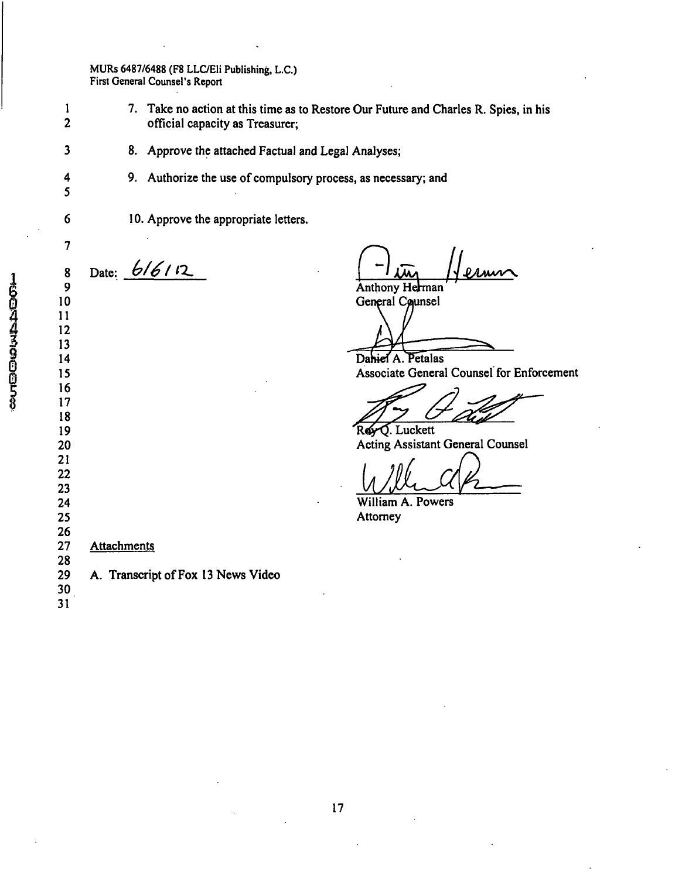7. Take no action at this time as to Restore Our Future and Charles R. Spies, in his official capacity as Treasurer;

8. Approve the attached Factual and Legal Analyses;

9. Authorize the use of compulsory process, as necessary; and

10. Approve the appropriate letters.

Date: 6/6/12

Anthony Herman
General Counsel

Daniel A. Petalas
Associate General Counsel for Enforcement

Roy Q. Luckett
Acting Assistant General Counsel

William A. Powers
Attorney

Attachments

A. Transcript of Fox 13 News Video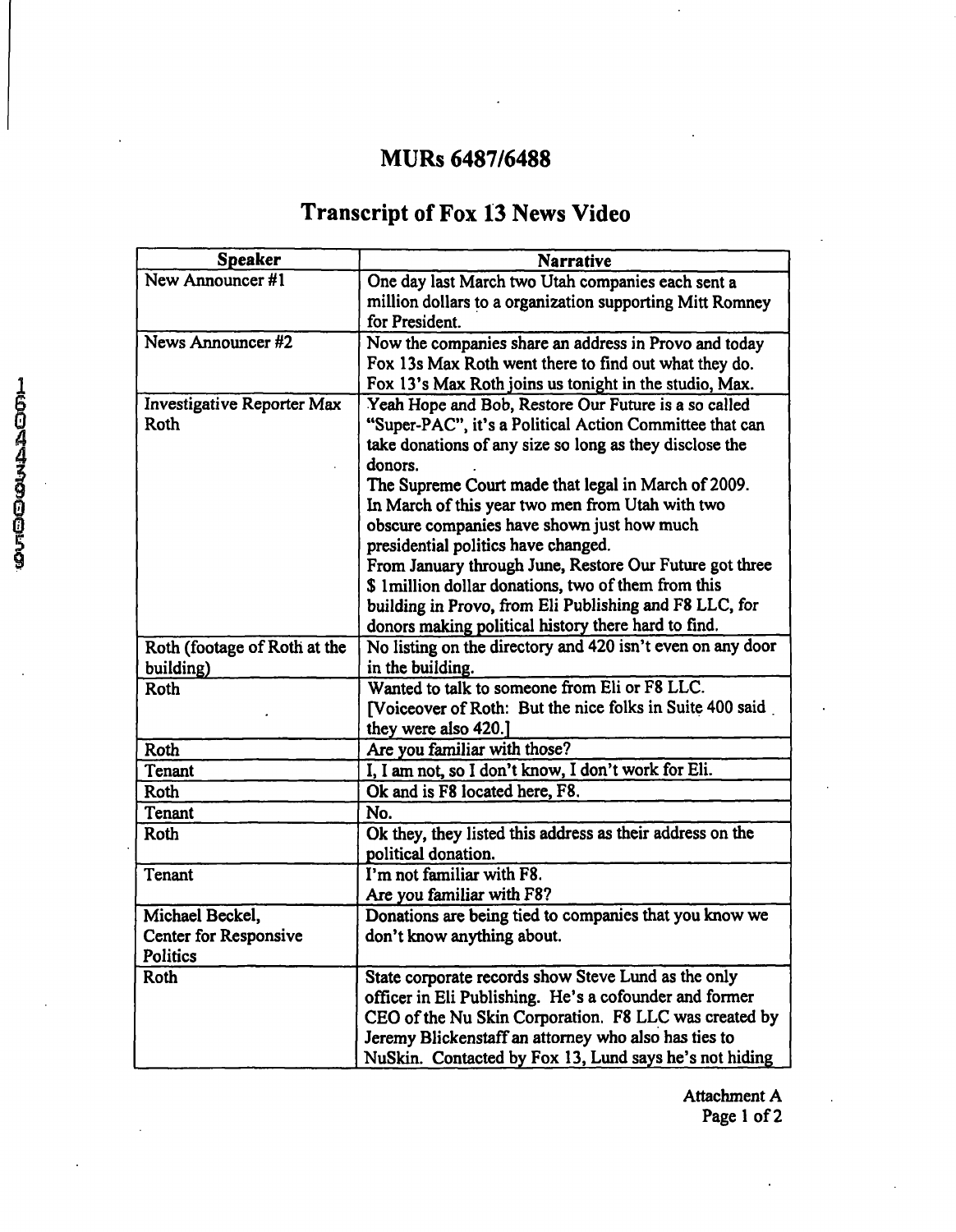# MURs 6487/6488

## Transcript of Fox 13 News Video

| Speaker | Narrative |
|---|---|
| New Announcer #1 | One day last March two Utah companies each sent a million dollars to a organization supporting Mitt Romney for President. |
| News Announcer #2 | Now the companies share an address in Provo and today Fox 13s Max Roth went there to find out what they do. Fox 13's Max Roth joins us tonight in the studio, Max. |
| Investigative Reporter Max Roth | Yeah Hope and Bob, Restore Our Future is a so called "Super-PAC", it's a Political Action Committee that can take donations of any size so long as they disclose the donors.<br>The Supreme Court made that legal in March of 2009.<br>In March of this year two men from Utah with two obscure companies have shown just how much presidential politics have changed.<br>From January through June, Restore Our Future got three $ 1million dollar donations, two of them from this building in Provo, from Eli Publishing and F8 LLC, for donors making political history there hard to find. |
| Roth (footage of Roth at the building) | No listing on the directory and 420 isn't even on any door in the building. |
| Roth | Wanted to talk to someone from Eli or F8 LLC.<br>[Voiceover of Roth: But the nice folks in Suite 400 said they were also 420.] |
| Roth | Are you familiar with those? |
| Tenant | I, I am not, so I don't know, I don't work for Eli. |
| Roth | Ok and is F8 located here, F8. |
| Tenant | No. |
| Roth | Ok they, they listed this address as their address on the political donation. |
| Tenant | I'm not familiar with F8.<br>Are you familiar with F8? |
| Michael Beckel, Center for Responsive Politics | Donations are being tied to companies that you know we don't know anything about. |
| Roth | State corporate records show Steve Lund as the only officer in Eli Publishing. He's a cofounder and former CEO of the Nu Skin Corporation. F8 LLC was created by Jeremy Blickenstaff an attorney who also has ties to NuSkin. Contacted by Fox 13, Lund says he's not hiding |

Attachment A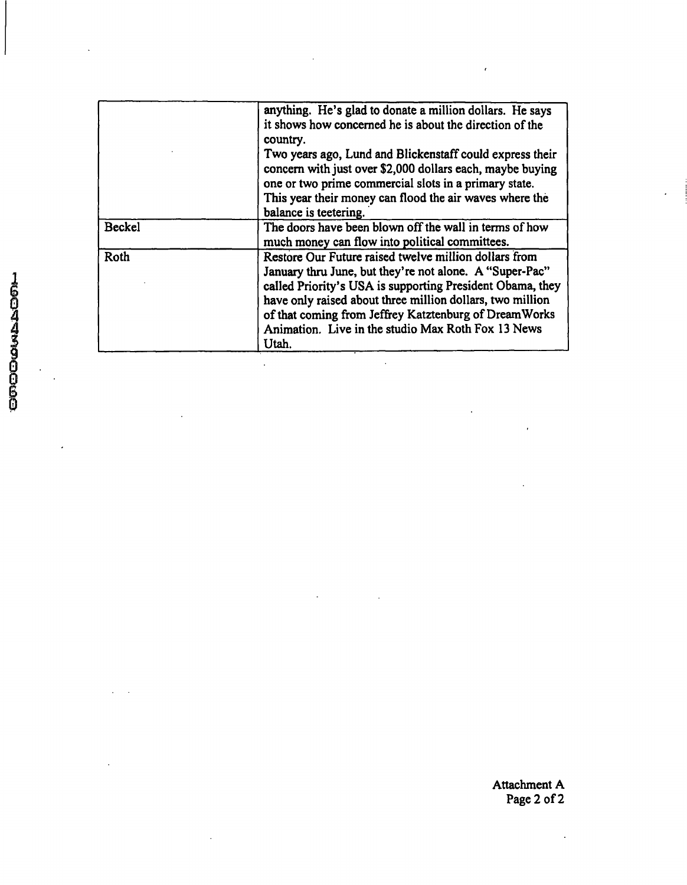| | |
|---|---|
| | anything. He's glad to donate a million dollars. He says it shows how concerned he is about the direction of the country.<br>Two years ago, Lund and Blickenstaff could express their concern with just over $2,000 dollars each, maybe buying one or two prime commercial slots in a primary state. This year their money can flood the air waves where the balance is teetering. |
| Beckel | The doors have been blown off the wall in terms of how much money can flow into political committees. |
| Roth | Restore Our Future raised twelve million dollars from January thru June, but they're not alone. A "Super-Pac" called Priority's USA is supporting President Obama, they have only raised about three million dollars, two million of that coming from Jeffrey Katztenburg of DreamWorks Animation. Live in the studio Max Roth Fox 13 News Utah. |

Attachment A